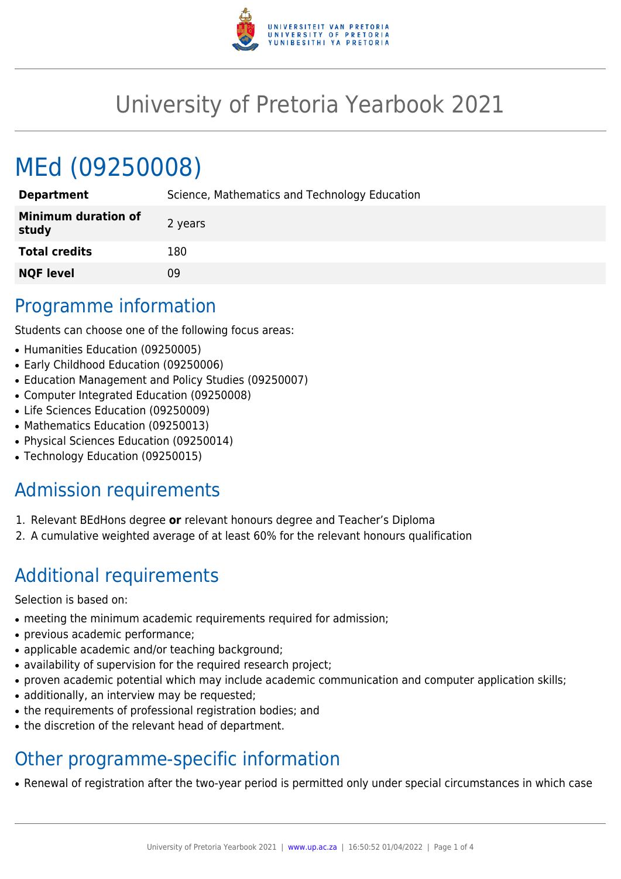# University of Pretoria Yearbook 2021

# MEd (09250008)

| | |
|---|---|
| **Department** | Science, Mathematics and Technology Education |
| **Minimum duration of study** | 2 years |
| **Total credits** | 180 |
| **NQF level** | 09 |

## Programme information

Students can choose one of the following focus areas:

- Humanities Education (09250005)
- Early Childhood Education (09250006)
- Education Management and Policy Studies (09250007)
- Computer Integrated Education (09250008)
- Life Sciences Education (09250009)
- Mathematics Education (09250013)
- Physical Sciences Education (09250014)
- Technology Education (09250015)

## Admission requirements

1. Relevant BEdHons degree **or** relevant honours degree and Teacher's Diploma
2. A cumulative weighted average of at least 60% for the relevant honours qualification

## Additional requirements

Selection is based on:

- meeting the minimum academic requirements required for admission;
- previous academic performance;
- applicable academic and/or teaching background;
- availability of supervision for the required research project;
- proven academic potential which may include academic communication and computer application skills;
- additionally, an interview may be requested;
- the requirements of professional registration bodies; and
- the discretion of the relevant head of department.

## Other programme-specific information

- Renewal of registration after the two-year period is permitted only under special circumstances in which case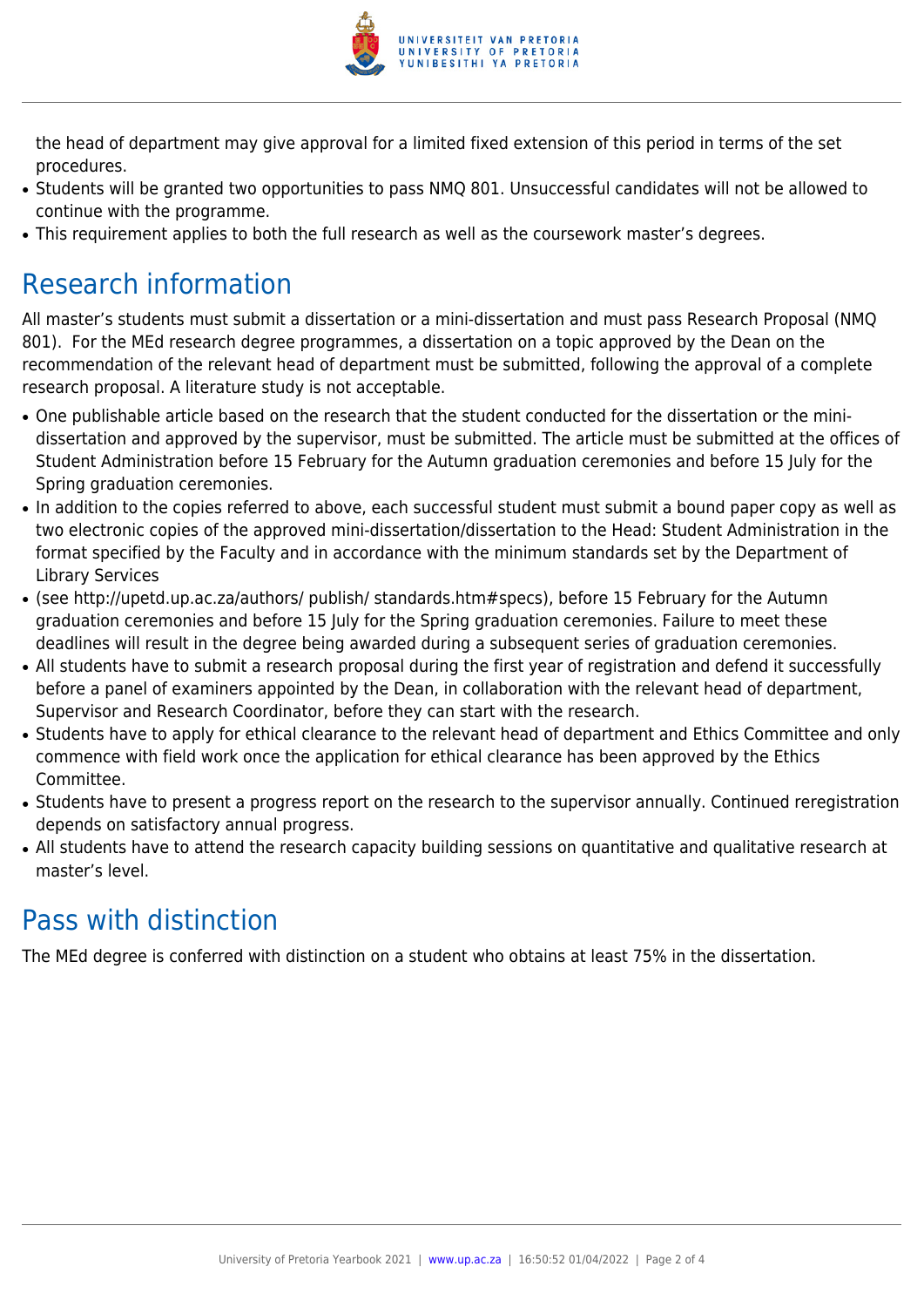the head of department may give approval for a limited fixed extension of this period in terms of the set procedures.

- Students will be granted two opportunities to pass NMQ 801. Unsuccessful candidates will not be allowed to continue with the programme.
- This requirement applies to both the full research as well as the coursework master's degrees.

## Research information

All master's students must submit a dissertation or a mini-dissertation and must pass Research Proposal (NMQ 801). For the MEd research degree programmes, a dissertation on a topic approved by the Dean on the recommendation of the relevant head of department must be submitted, following the approval of a complete research proposal. A literature study is not acceptable.

- One publishable article based on the research that the student conducted for the dissertation or the mini-dissertation and approved by the supervisor, must be submitted. The article must be submitted at the offices of Student Administration before 15 February for the Autumn graduation ceremonies and before 15 July for the Spring graduation ceremonies.
- In addition to the copies referred to above, each successful student must submit a bound paper copy as well as two electronic copies of the approved mini-dissertation/dissertation to the Head: Student Administration in the format specified by the Faculty and in accordance with the minimum standards set by the Department of Library Services
- (see http://upetd.up.ac.za/authors/ publish/ standards.htm#specs), before 15 February for the Autumn graduation ceremonies and before 15 July for the Spring graduation ceremonies. Failure to meet these deadlines will result in the degree being awarded during a subsequent series of graduation ceremonies.
- All students have to submit a research proposal during the first year of registration and defend it successfully before a panel of examiners appointed by the Dean, in collaboration with the relevant head of department, Supervisor and Research Coordinator, before they can start with the research.
- Students have to apply for ethical clearance to the relevant head of department and Ethics Committee and only commence with field work once the application for ethical clearance has been approved by the Ethics Committee.
- Students have to present a progress report on the research to the supervisor annually. Continued reregistration depends on satisfactory annual progress.
- All students have to attend the research capacity building sessions on quantitative and qualitative research at master's level.

## Pass with distinction

The MEd degree is conferred with distinction on a student who obtains at least 75% in the dissertation.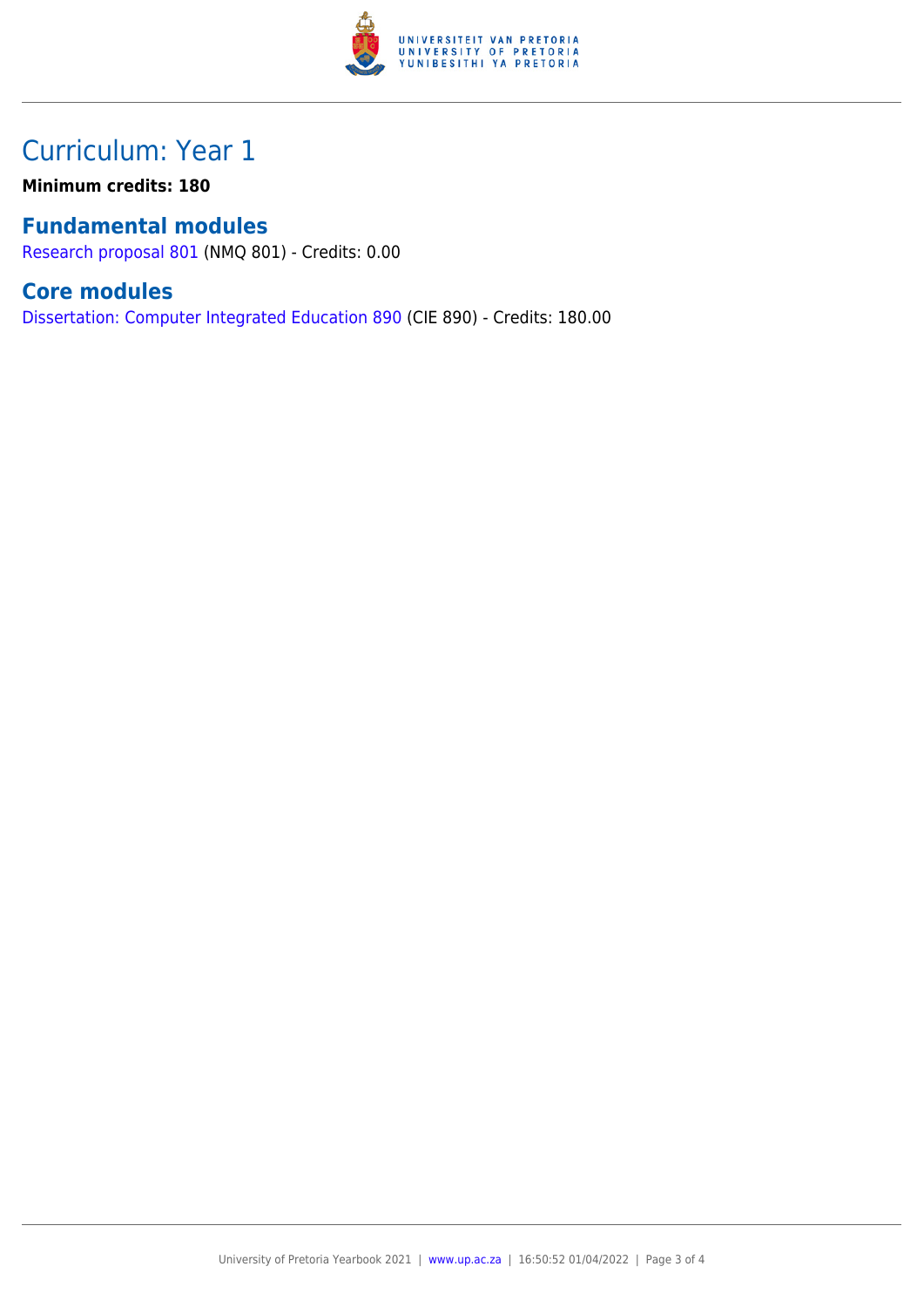# Curriculum: Year 1

**Minimum credits: 180**

## Fundamental modules

Research proposal 801 (NMQ 801) - Credits: 0.00

## Core modules

Dissertation: Computer Integrated Education 890 (CIE 890) - Credits: 180.00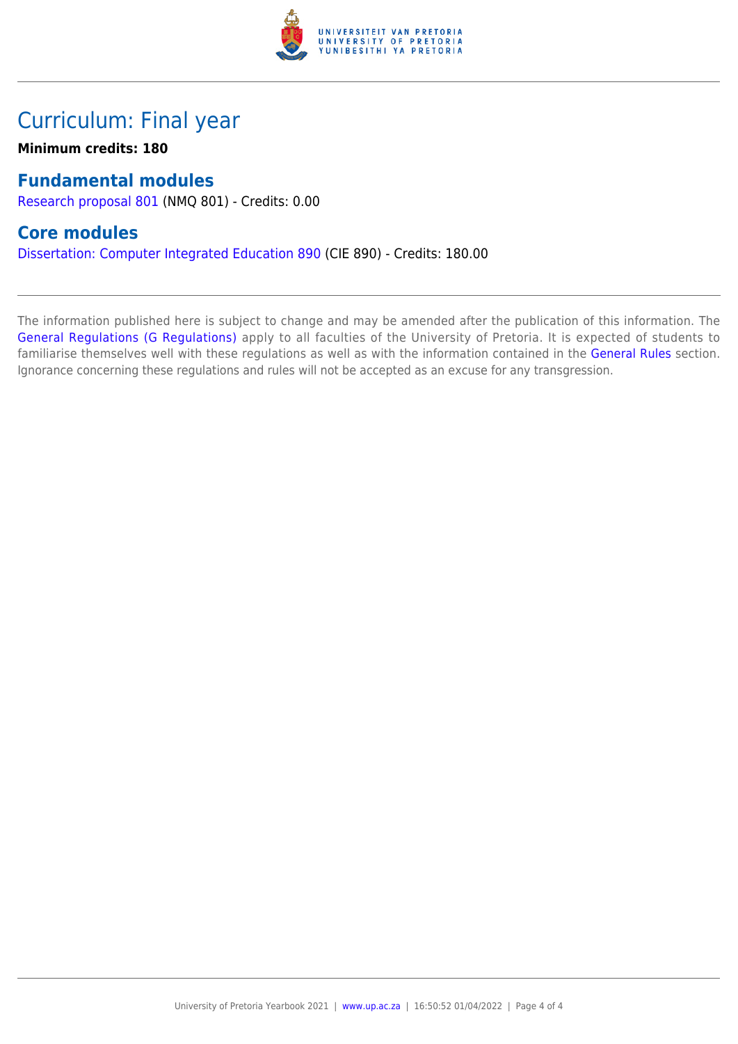# Curriculum: Final year

**Minimum credits: 180**

## Fundamental modules

Research proposal 801 (NMQ 801) - Credits: 0.00

## Core modules

Dissertation: Computer Integrated Education 890 (CIE 890) - Credits: 180.00

The information published here is subject to change and may be amended after the publication of this information. The General Regulations (G Regulations) apply to all faculties of the University of Pretoria. It is expected of students to familiarise themselves well with these regulations as well as with the information contained in the General Rules section. Ignorance concerning these regulations and rules will not be accepted as an excuse for any transgression.